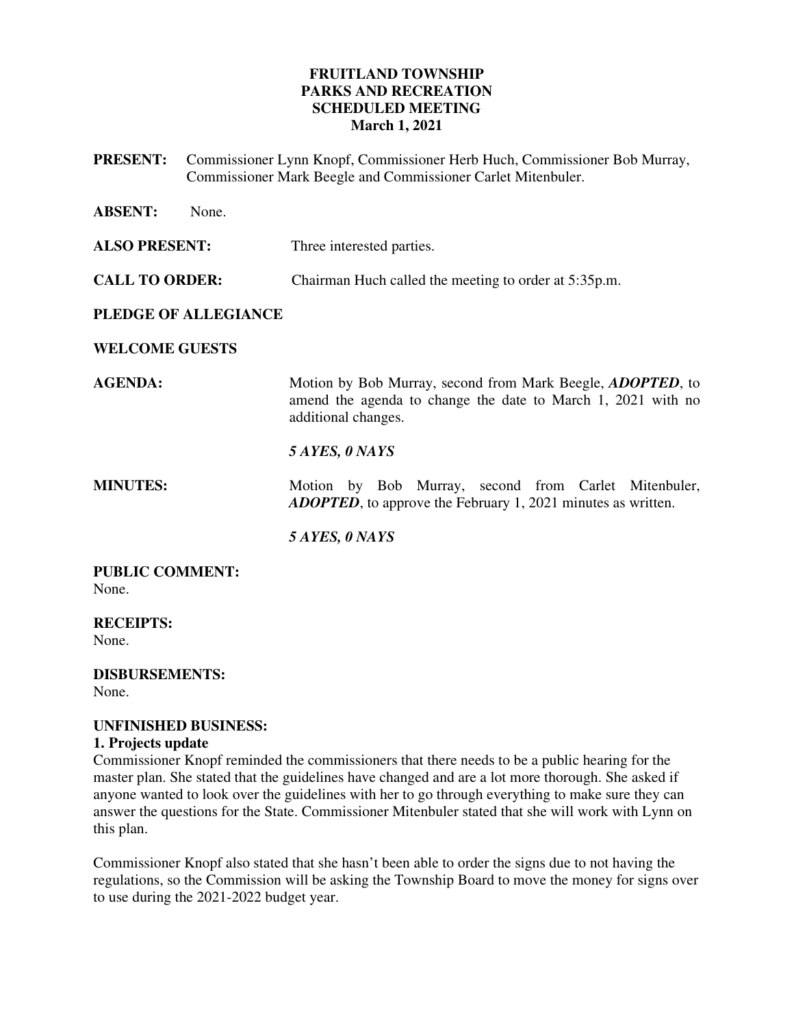# FRUITLAND TOWNSHIP
# PARKS AND RECREATION
# SCHEDULED MEETING
# March 1, 2021

**PRESENT:** Commissioner Lynn Knopf, Commissioner Herb Huch, Commissioner Bob Murray, Commissioner Mark Beegle and Commissioner Carlet Mitenbuler.

**ABSENT:** None.

**ALSO PRESENT:** Three interested parties.

**CALL TO ORDER:** Chairman Huch called the meeting to order at 5:35p.m.

**PLEDGE OF ALLEGIANCE**

**WELCOME GUESTS**

**AGENDA:** Motion by Bob Murray, second from Mark Beegle, ***ADOPTED***, to amend the agenda to change the date to March 1, 2021 with no additional changes.

***5 AYES, 0 NAYS***

**MINUTES:** Motion by Bob Murray, second from Carlet Mitenbuler, ***ADOPTED***, to approve the February 1, 2021 minutes as written.

***5 AYES, 0 NAYS***

**PUBLIC COMMENT:**
None.

**RECEIPTS:**
None.

**DISBURSEMENTS:**
None.

**UNFINISHED BUSINESS:**

**1. Projects update**

Commissioner Knopf reminded the commissioners that there needs to be a public hearing for the master plan. She stated that the guidelines have changed and are a lot more thorough. She asked if anyone wanted to look over the guidelines with her to go through everything to make sure they can answer the questions for the State. Commissioner Mitenbuler stated that she will work with Lynn on this plan.

Commissioner Knopf also stated that she hasn't been able to order the signs due to not having the regulations, so the Commission will be asking the Township Board to move the money for signs over to use during the 2021-2022 budget year.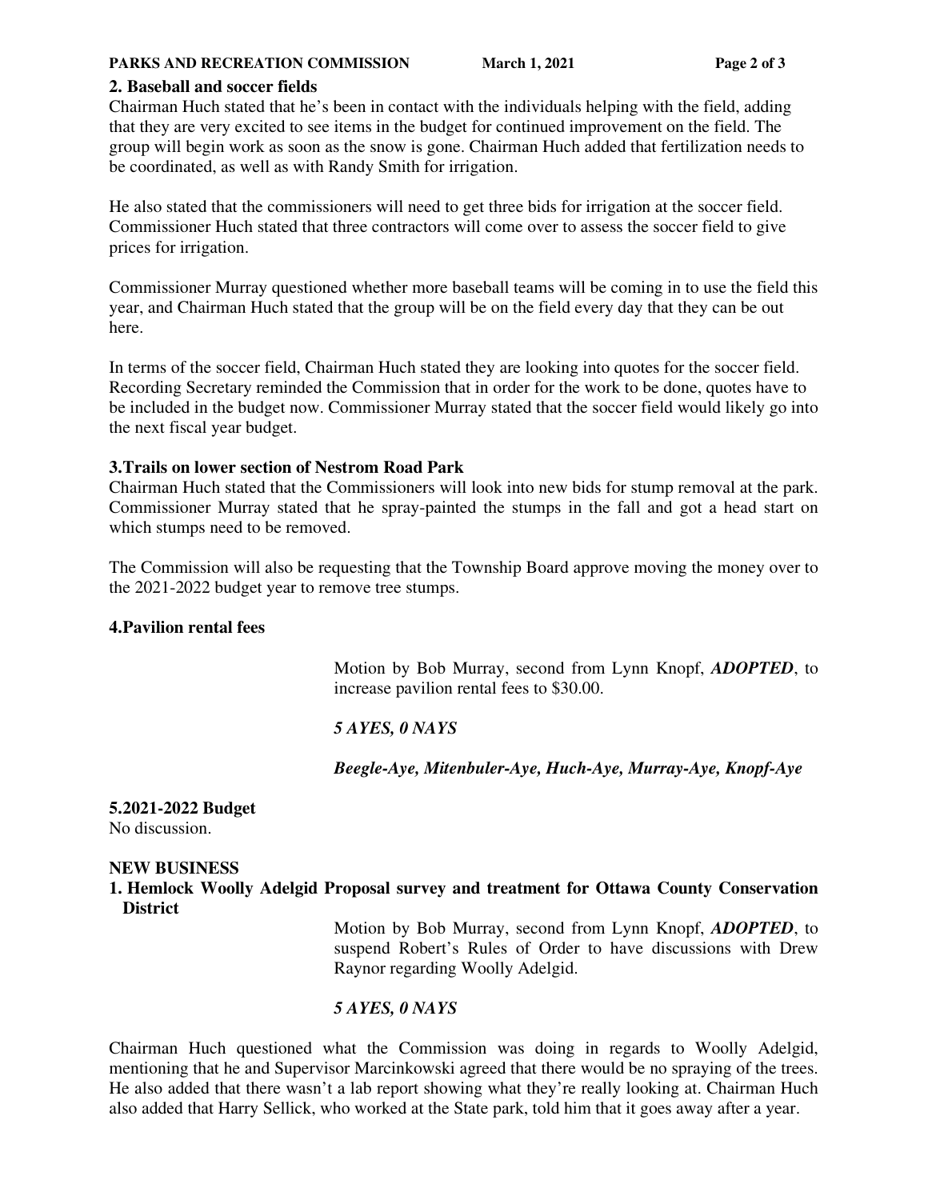**2. Baseball and soccer fields**

Chairman Huch stated that he's been in contact with the individuals helping with the field, adding that they are very excited to see items in the budget for continued improvement on the field. The group will begin work as soon as the snow is gone. Chairman Huch added that fertilization needs to be coordinated, as well as with Randy Smith for irrigation.

He also stated that the commissioners will need to get three bids for irrigation at the soccer field. Commissioner Huch stated that three contractors will come over to assess the soccer field to give prices for irrigation.

Commissioner Murray questioned whether more baseball teams will be coming in to use the field this year, and Chairman Huch stated that the group will be on the field every day that they can be out here.

In terms of the soccer field, Chairman Huch stated they are looking into quotes for the soccer field. Recording Secretary reminded the Commission that in order for the work to be done, quotes have to be included in the budget now. Commissioner Murray stated that the soccer field would likely go into the next fiscal year budget.

**3.Trails on lower section of Nestrom Road Park**

Chairman Huch stated that the Commissioners will look into new bids for stump removal at the park. Commissioner Murray stated that he spray-painted the stumps in the fall and got a head start on which stumps need to be removed.

The Commission will also be requesting that the Township Board approve moving the money over to the 2021-2022 budget year to remove tree stumps.

**4.Pavilion rental fees**

Motion by Bob Murray, second from Lynn Knopf, ***ADOPTED***, to increase pavilion rental fees to $30.00.

***5 AYES, 0 NAYS***

***Beegle-Aye, Mitenbuler-Aye, Huch-Aye, Murray-Aye, Knopf-Aye***

**5.2021-2022 Budget**

No discussion.

**NEW BUSINESS**

**1. Hemlock Woolly Adelgid Proposal survey and treatment for Ottawa County Conservation District**

Motion by Bob Murray, second from Lynn Knopf, ***ADOPTED***, to suspend Robert's Rules of Order to have discussions with Drew Raynor regarding Woolly Adelgid.

***5 AYES, 0 NAYS***

Chairman Huch questioned what the Commission was doing in regards to Woolly Adelgid, mentioning that he and Supervisor Marcinkowski agreed that there would be no spraying of the trees. He also added that there wasn't a lab report showing what they're really looking at. Chairman Huch also added that Harry Sellick, who worked at the State park, told him that it goes away after a year.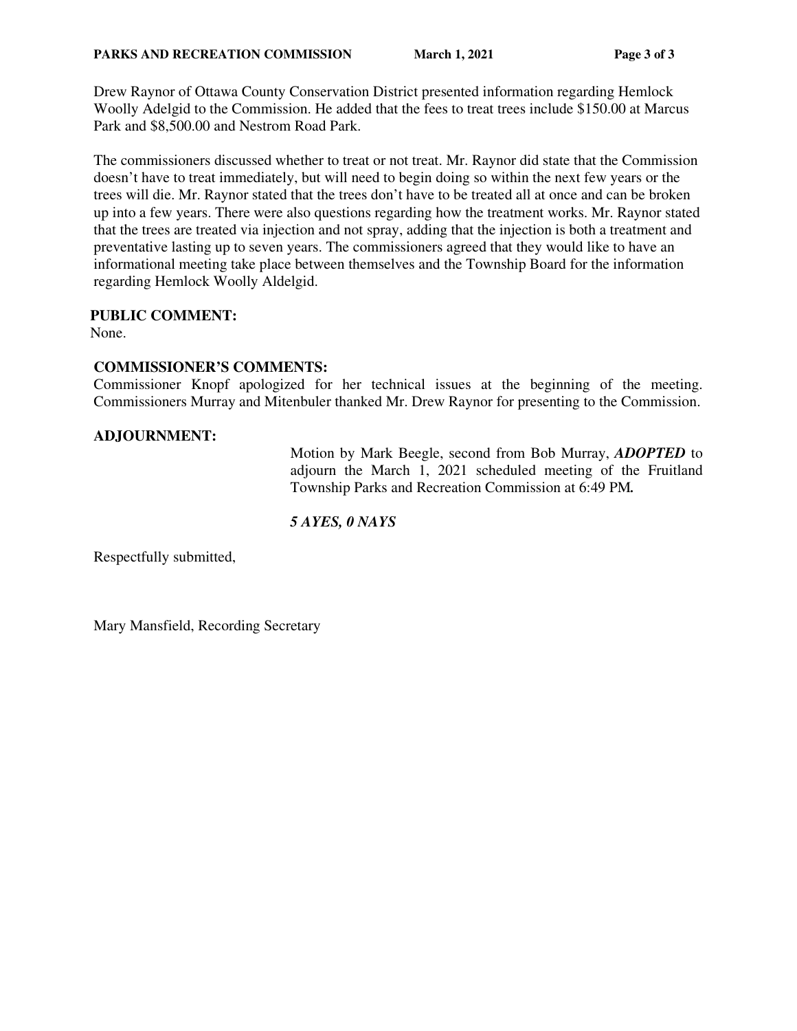Drew Raynor of Ottawa County Conservation District presented information regarding Hemlock Woolly Adelgid to the Commission. He added that the fees to treat trees include $150.00 at Marcus Park and $8,500.00 and Nestrom Road Park.

The commissioners discussed whether to treat or not treat. Mr. Raynor did state that the Commission doesn't have to treat immediately, but will need to begin doing so within the next few years or the trees will die. Mr. Raynor stated that the trees don't have to be treated all at once and can be broken up into a few years. There were also questions regarding how the treatment works. Mr. Raynor stated that the trees are treated via injection and not spray, adding that the injection is both a treatment and preventative lasting up to seven years. The commissioners agreed that they would like to have an informational meeting take place between themselves and the Township Board for the information regarding Hemlock Woolly Aldelgid.

**PUBLIC COMMENT:**
None.

**COMMISSIONER'S COMMENTS:**
Commissioner Knopf apologized for her technical issues at the beginning of the meeting. Commissioners Murray and Mitenbuler thanked Mr. Drew Raynor for presenting to the Commission.

**ADJOURNMENT:**

Motion by Mark Beegle, second from Bob Murray, ***ADOPTED*** to adjourn the March 1, 2021 scheduled meeting of the Fruitland Township Parks and Recreation Commission at 6:49 PM.

***5 AYES, 0 NAYS***

Respectfully submitted,

Mary Mansfield, Recording Secretary